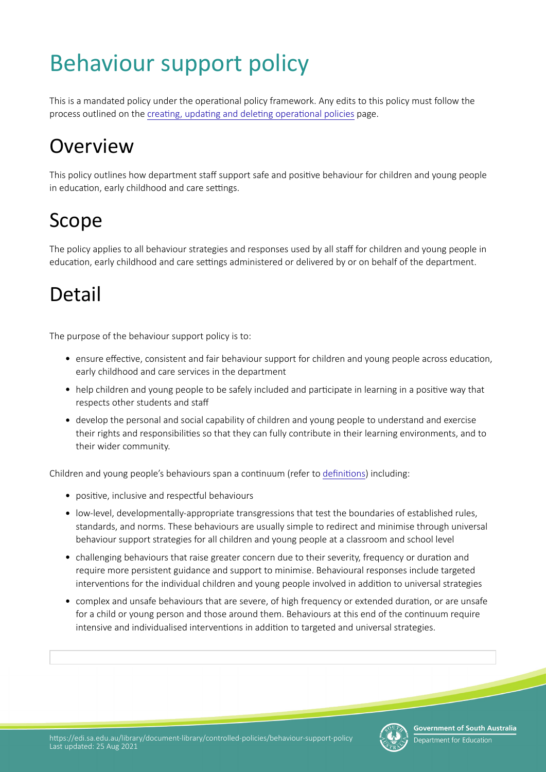# Behaviour support policy

This is a mandated policy under the operational policy framework. Any edits to this policy must follow the process outlined on the creating, updating and deleting operational policies page.

# Overview

This policy outlines how department staff support safe and positive behaviour for children and young people in education, early childhood and care settings.

# Scope

The policy applies to all behaviour strategies and responses used by all staff for children and young people in education, early childhood and care settings administered or delivered by or on behalf of the department.

# Detail

The purpose of the behaviour support policy is to:

- ensure effective, consistent and fair behaviour support for children and young people across education, early childhood and care services in the department
- help children and young people to be safely included and participate in learning in a positive way that respects other students and staff
- develop the personal and social capability of children and young people to understand and exercise their rights and responsibilities so that they can fully contribute in their learning environments, and to their wider community.

Children and young people's behaviours span a continuum (refer to definitions) including:

- positive, inclusive and respectful behaviours
- low-level, developmentally-appropriate transgressions that test the boundaries of established rules, standards, and norms. These behaviours are usually simple to redirect and minimise through universal behaviour support strategies for all children and young people at a classroom and school level
- challenging behaviours that raise greater concern due to their severity, frequency or duration and require more persistent guidance and support to minimise. Behavioural responses include targeted interventions for the individual children and young people involved in addition to universal strategies
- complex and unsafe behaviours that are severe, of high frequency or extended duration, or are unsafe for a child or young person and those around them. Behaviours at this end of the continuum require intensive and individualised interventions in addition to targeted and universal strategies.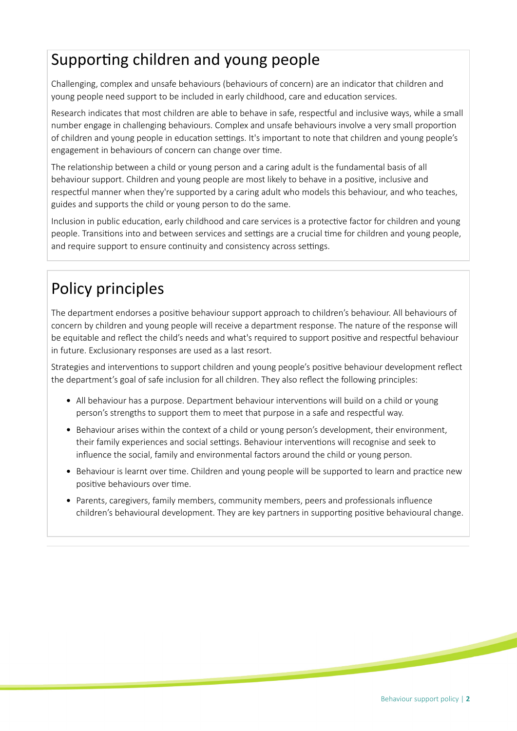## Supporting children and young people

Challenging, complex and unsafe behaviours (behaviours of concern) are an indicator that children and young people need support to be included in early childhood, care and education services.

Research indicates that most children are able to behave in safe, respectful and inclusive ways, while a small number engage in challenging behaviours. Complex and unsafe behaviours involve a very small proportion of children and young people in education settings. It's important to note that children and young people's engagement in behaviours of concern can change over time.

The relationship between a child or young person and a caring adult is the fundamental basis of all behaviour support. Children and young people are most likely to behave in a positive, inclusive and respectful manner when they're supported by a caring adult who models this behaviour, and who teaches, guides and supports the child or young person to do the same.

Inclusion in public education, early childhood and care services is a protective factor for children and young people. Transitions into and between services and settings are a crucial time for children and young people, and require support to ensure continuity and consistency across settings.

## Policy principles

The department endorses a positive behaviour support approach to children's behaviour. All behaviours of concern by children and young people will receive a department response. The nature of the response will be equitable and reflect the child's needs and what's required to support positive and respectful behaviour in future. Exclusionary responses are used as a last resort.

Strategies and interventions to support children and young people's positive behaviour development reflect the department's goal of safe inclusion for all children. They also reflect the following principles:

- All behaviour has a purpose. Department behaviour interventions will build on a child or young person's strengths to support them to meet that purpose in a safe and respectful way.
- Behaviour arises within the context of a child or young person's development, their environment, their family experiences and social settings. Behaviour interventions will recognise and seek to influence the social, family and environmental factors around the child or young person.
- Behaviour is learnt over time. Children and young people will be supported to learn and practice new positive behaviours over time.
- Parents, caregivers, family members, community members, peers and professionals influence children's behavioural development. They are key partners in supporting positive behavioural change.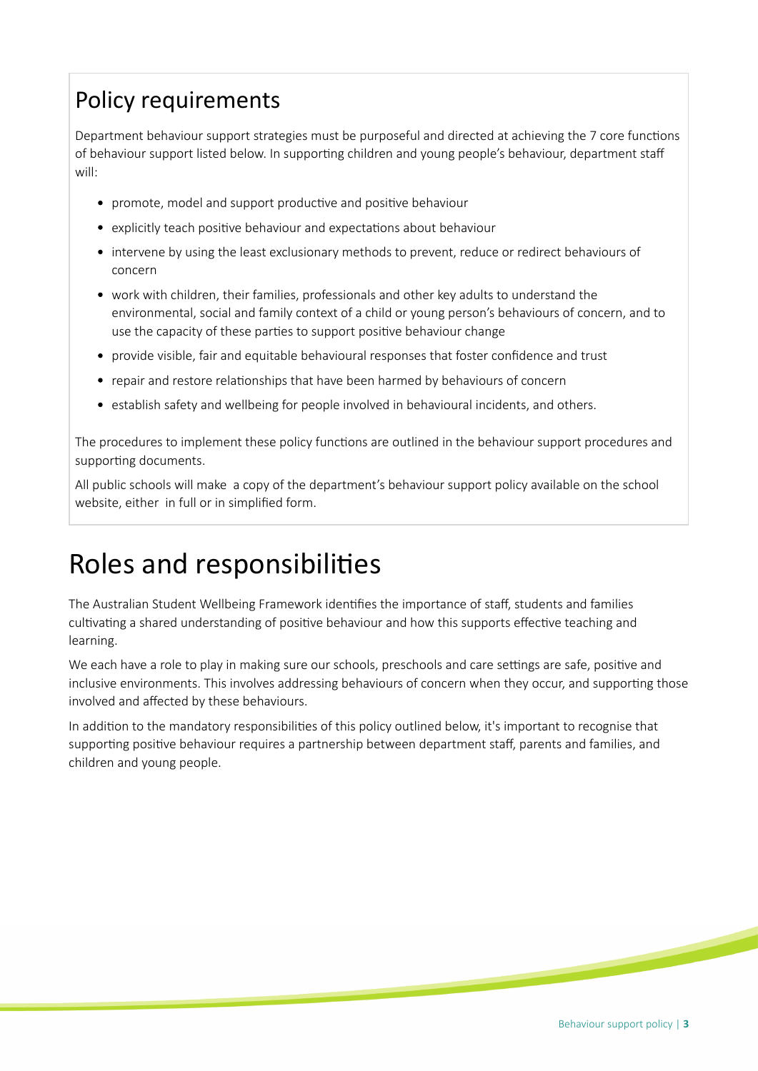## Policy requirements

Department behaviour support strategies must be purposeful and directed at achieving the 7 core functions of behaviour support listed below. In supporting children and young people's behaviour, department staff will:

- promote, model and support productive and positive behaviour
- explicitly teach positive behaviour and expectations about behaviour
- intervene by using the least exclusionary methods to prevent, reduce or redirect behaviours of concern
- work with children, their families, professionals and other key adults to understand the environmental, social and family context of a child or young person's behaviours of concern, and to use the capacity of these parties to support positive behaviour change
- provide visible, fair and equitable behavioural responses that foster confidence and trust
- repair and restore relationships that have been harmed by behaviours of concern
- establish safety and wellbeing for people involved in behavioural incidents, and others.

The procedures to implement these policy functions are outlined in the behaviour support procedures and supporting documents.

All public schools will make a copy of the department's behaviour support policy available on the school website, either in full or in simplified form.

# Roles and responsibilities

The Australian Student Wellbeing Framework identifies the importance of staff, students and families cultivating a shared understanding of positive behaviour and how this supports effective teaching and learning.

We each have a role to play in making sure our schools, preschools and care settings are safe, positive and inclusive environments. This involves addressing behaviours of concern when they occur, and supporting those involved and affected by these behaviours.

In addition to the mandatory responsibilities of this policy outlined below, it's important to recognise that supporting positive behaviour requires a partnership between department staff, parents and families, and children and young people.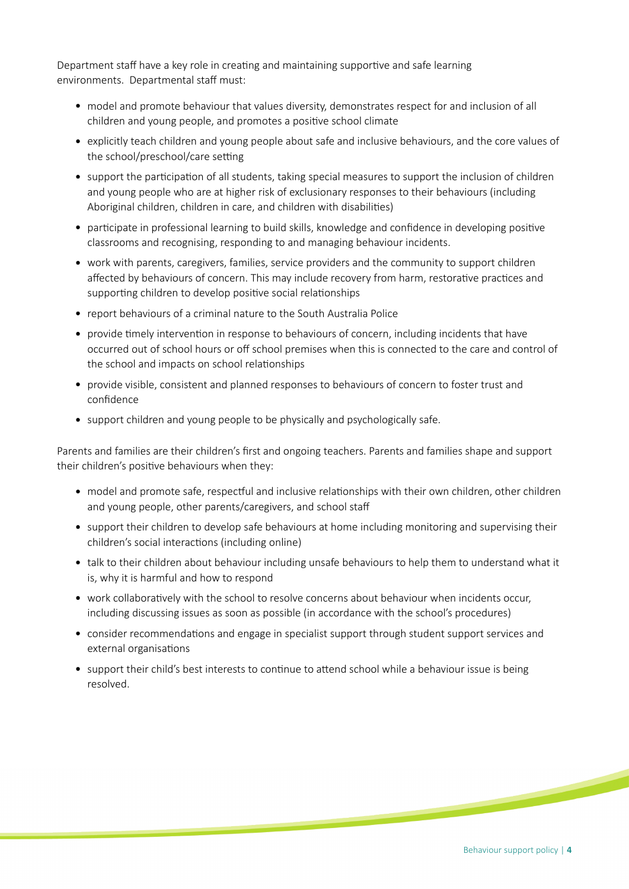Department staff have a key role in creating and maintaining supportive and safe learning environments. Departmental staff must:

- model and promote behaviour that values diversity, demonstrates respect for and inclusion of all children and young people, and promotes a positive school climate
- explicitly teach children and young people about safe and inclusive behaviours, and the core values of the school/preschool/care setting
- support the participation of all students, taking special measures to support the inclusion of children and young people who are at higher risk of exclusionary responses to their behaviours (including Aboriginal children, children in care, and children with disabilities)
- participate in professional learning to build skills, knowledge and confidence in developing positive classrooms and recognising, responding to and managing behaviour incidents.
- work with parents, caregivers, families, service providers and the community to support children affected by behaviours of concern. This may include recovery from harm, restorative practices and supporting children to develop positive social relationships
- report behaviours of a criminal nature to the South Australia Police
- provide timely intervention in response to behaviours of concern, including incidents that have occurred out of school hours or off school premises when this is connected to the care and control of the school and impacts on school relationships
- provide visible, consistent and planned responses to behaviours of concern to foster trust and confidence
- support children and young people to be physically and psychologically safe.

Parents and families are their children's first and ongoing teachers. Parents and families shape and support their children's positive behaviours when they:

- model and promote safe, respectful and inclusive relationships with their own children, other children and young people, other parents/caregivers, and school staff
- support their children to develop safe behaviours at home including monitoring and supervising their children's social interactions (including online)
- talk to their children about behaviour including unsafe behaviours to help them to understand what it is, why it is harmful and how to respond
- work collaboratively with the school to resolve concerns about behaviour when incidents occur, including discussing issues as soon as possible (in accordance with the school's procedures)
- consider recommendations and engage in specialist support through student support services and external organisations
- support their child's best interests to continue to attend school while a behaviour issue is being resolved.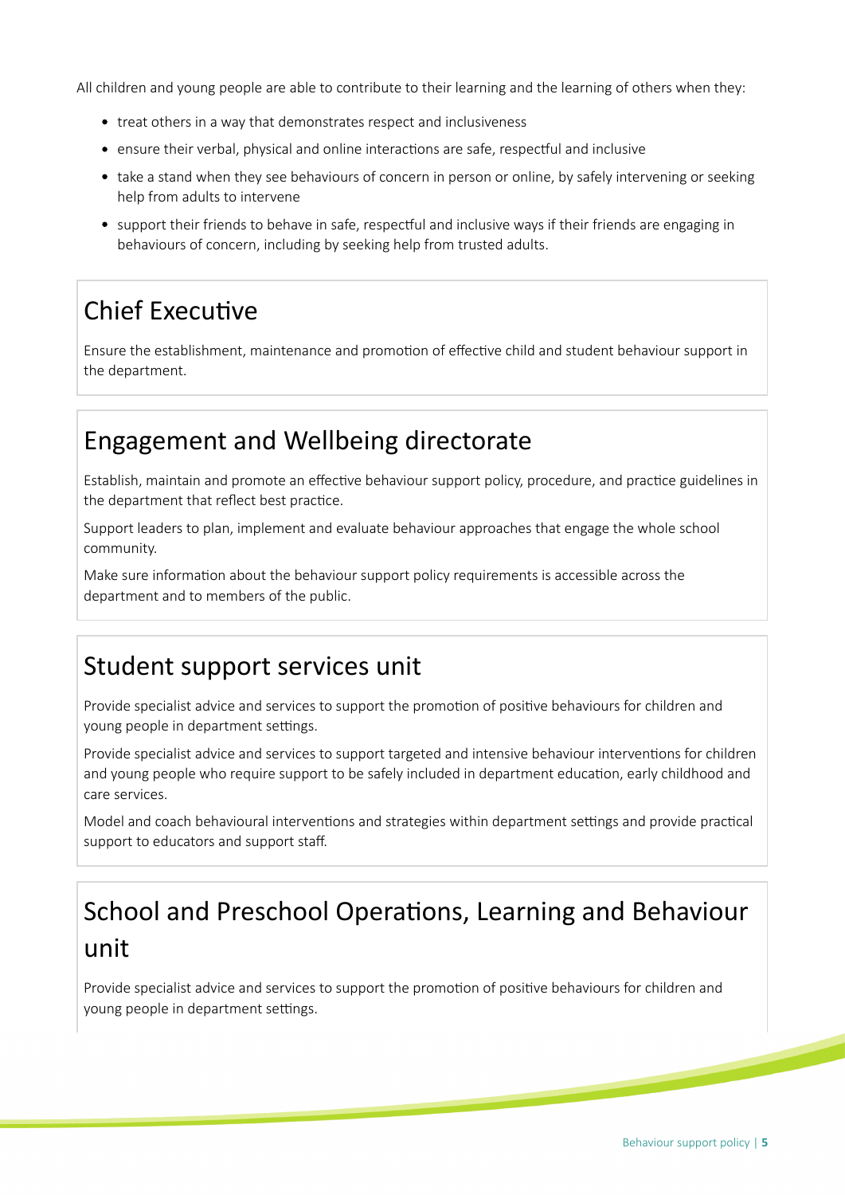All children and young people are able to contribute to their learning and the learning of others when they:

- treat others in a way that demonstrates respect and inclusiveness
- ensure their verbal, physical and online interactions are safe, respectful and inclusive
- take a stand when they see behaviours of concern in person or online, by safely intervening or seeking help from adults to intervene
- support their friends to behave in safe, respectful and inclusive ways if their friends are engaging in behaviours of concern, including by seeking help from trusted adults.

## Chief Executive

Ensure the establishment, maintenance and promotion of effective child and student behaviour support in the department.

## Engagement and Wellbeing directorate

Establish, maintain and promote an effective behaviour support policy, procedure, and practice guidelines in the department that reflect best practice.

Support leaders to plan, implement and evaluate behaviour approaches that engage the whole school community.

Make sure information about the behaviour support policy requirements is accessible across the department and to members of the public.

## Student support services unit

Provide specialist advice and services to support the promotion of positive behaviours for children and young people in department settings.

Provide specialist advice and services to support targeted and intensive behaviour interventions for children and young people who require support to be safely included in department education, early childhood and care services.

Model and coach behavioural interventions and strategies within department settings and provide practical support to educators and support staff.

## School and Preschool Operations, Learning and Behaviour unit

Provide specialist advice and services to support the promotion of positive behaviours for children and young people in department settings.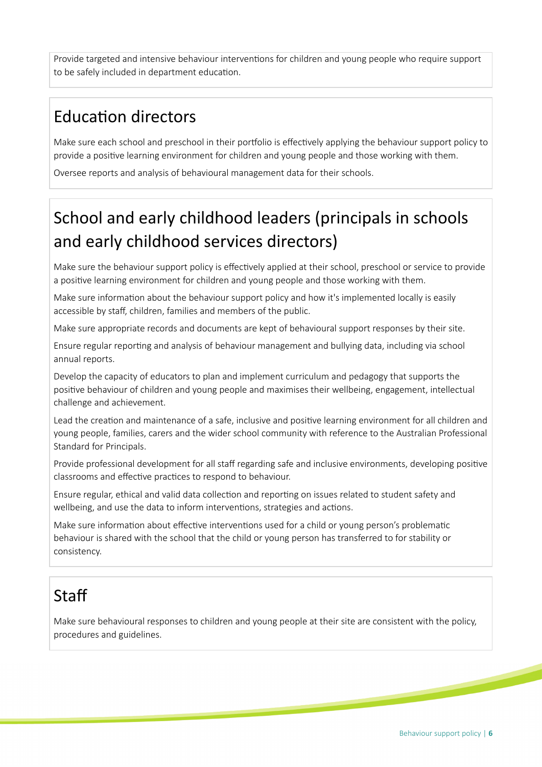Provide targeted and intensive behaviour interventions for children and young people who require support to be safely included in department education.

## Education directors

Make sure each school and preschool in their portfolio is effectively applying the behaviour support policy to provide a positive learning environment for children and young people and those working with them.

Oversee reports and analysis of behavioural management data for their schools.

## School and early childhood leaders (principals in schools and early childhood services directors)

Make sure the behaviour support policy is effectively applied at their school, preschool or service to provide a positive learning environment for children and young people and those working with them.

Make sure information about the behaviour support policy and how it's implemented locally is easily accessible by staff, children, families and members of the public.

Make sure appropriate records and documents are kept of behavioural support responses by their site.

Ensure regular reporting and analysis of behaviour management and bullying data, including via school annual reports.

Develop the capacity of educators to plan and implement curriculum and pedagogy that supports the positive behaviour of children and young people and maximises their wellbeing, engagement, intellectual challenge and achievement.

Lead the creation and maintenance of a safe, inclusive and positive learning environment for all children and young people, families, carers and the wider school community with reference to the Australian Professional Standard for Principals.

Provide professional development for all staff regarding safe and inclusive environments, developing positive classrooms and effective practices to respond to behaviour.

Ensure regular, ethical and valid data collection and reporting on issues related to student safety and wellbeing, and use the data to inform interventions, strategies and actions.

Make sure information about effective interventions used for a child or young person's problematic behaviour is shared with the school that the child or young person has transferred to for stability or consistency.

## Staff

Make sure behavioural responses to children and young people at their site are consistent with the policy, procedures and guidelines.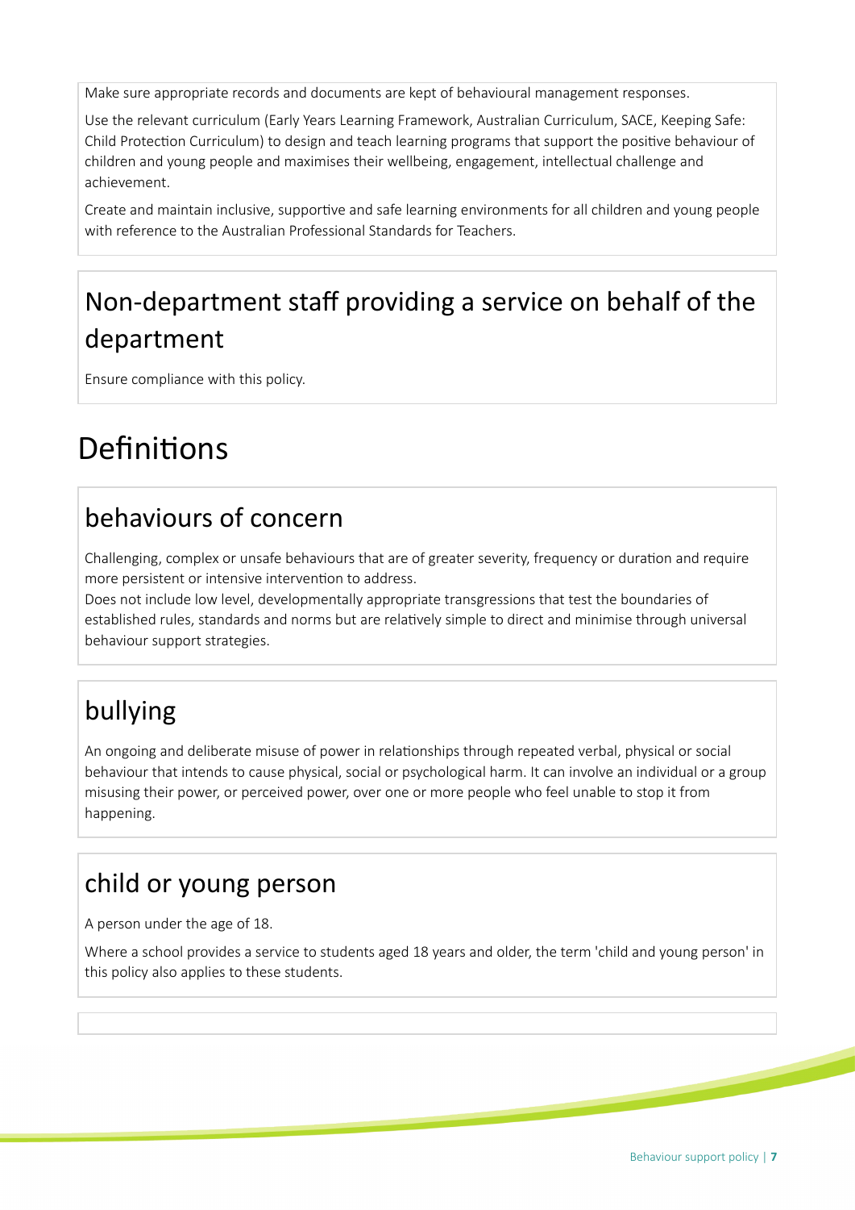Make sure appropriate records and documents are kept of behavioural management responses.

Use the relevant curriculum (Early Years Learning Framework, Australian Curriculum, SACE, Keeping Safe: Child Protection Curriculum) to design and teach learning programs that support the positive behaviour of children and young people and maximises their wellbeing, engagement, intellectual challenge and achievement.

Create and maintain inclusive, supportive and safe learning environments for all children and young people with reference to the Australian Professional Standards for Teachers.

## Non-department staff providing a service on behalf of the department

Ensure compliance with this policy.

# Definitions

## behaviours of concern

Challenging, complex or unsafe behaviours that are of greater severity, frequency or duration and require more persistent or intensive intervention to address.
Does not include low level, developmentally appropriate transgressions that test the boundaries of established rules, standards and norms but are relatively simple to direct and minimise through universal behaviour support strategies.

## bullying

An ongoing and deliberate misuse of power in relationships through repeated verbal, physical or social behaviour that intends to cause physical, social or psychological harm. It can involve an individual or a group misusing their power, or perceived power, over one or more people who feel unable to stop it from happening.

## child or young person

A person under the age of 18.

Where a school provides a service to students aged 18 years and older, the term 'child and young person' in this policy also applies to these students.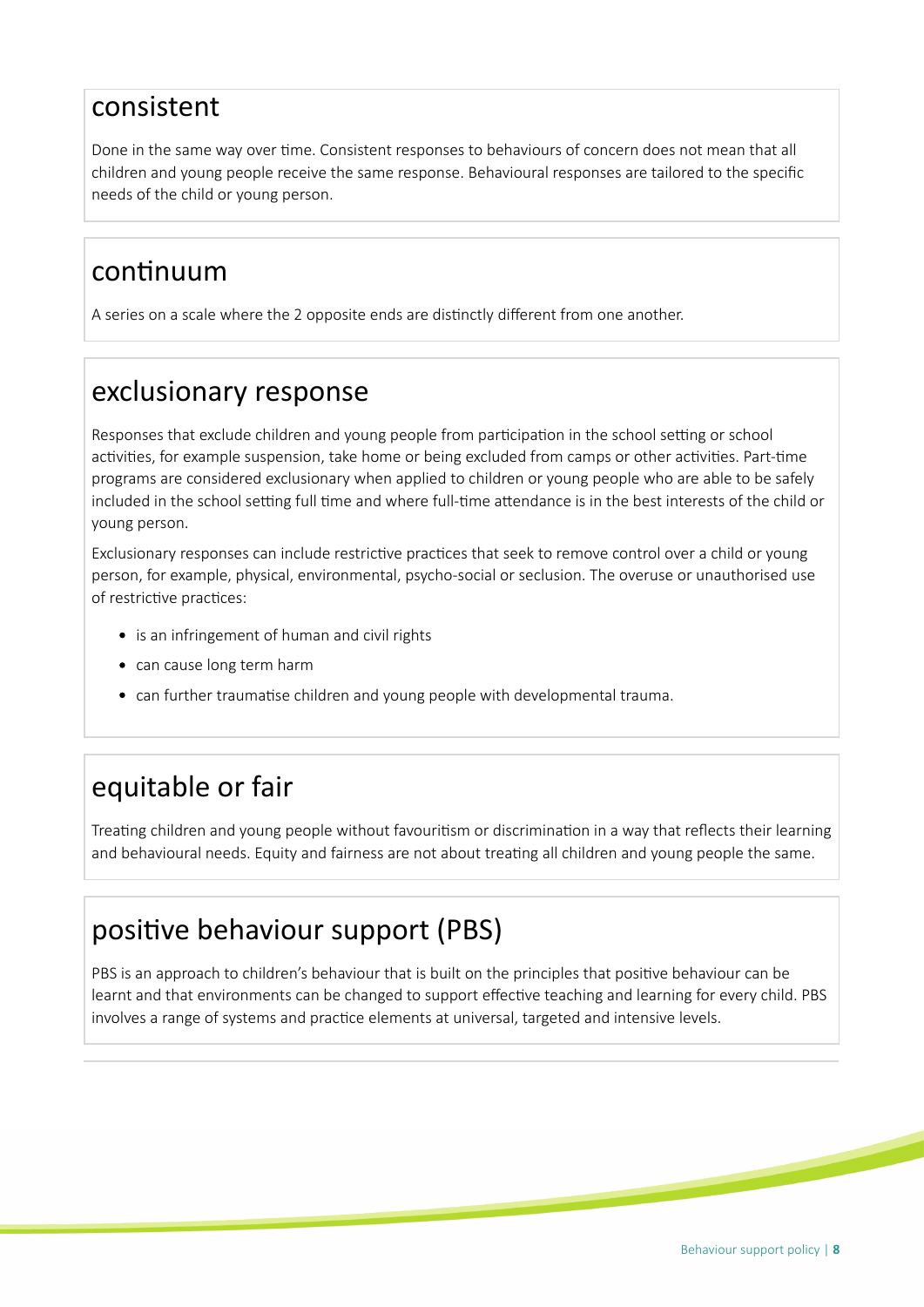## consistent

Done in the same way over time. Consistent responses to behaviours of concern does not mean that all children and young people receive the same response. Behavioural responses are tailored to the specific needs of the child or young person.

## continuum

A series on a scale where the 2 opposite ends are distinctly different from one another.

## exclusionary response

Responses that exclude children and young people from participation in the school setting or school activities, for example suspension, take home or being excluded from camps or other activities. Part-time programs are considered exclusionary when applied to children or young people who are able to be safely included in the school setting full time and where full-time attendance is in the best interests of the child or young person.

Exclusionary responses can include restrictive practices that seek to remove control over a child or young person, for example, physical, environmental, psycho-social or seclusion. The overuse or unauthorised use of restrictive practices:

- is an infringement of human and civil rights
- can cause long term harm
- can further traumatise children and young people with developmental trauma.

## equitable or fair

Treating children and young people without favouritism or discrimination in a way that reflects their learning and behavioural needs. Equity and fairness are not about treating all children and young people the same.

## positive behaviour support (PBS)

PBS is an approach to children's behaviour that is built on the principles that positive behaviour can be learnt and that environments can be changed to support effective teaching and learning for every child. PBS involves a range of systems and practice elements at universal, targeted and intensive levels.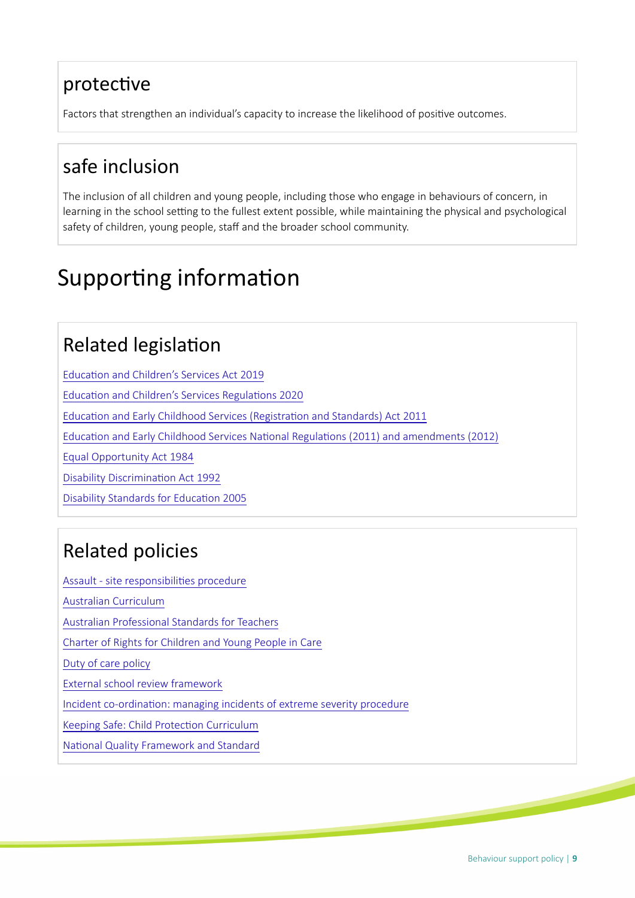### protective

Factors that strengthen an individual's capacity to increase the likelihood of positive outcomes.

### safe inclusion

The inclusion of all children and young people, including those who engage in behaviours of concern, in learning in the school setting to the fullest extent possible, while maintaining the physical and psychological safety of children, young people, staff and the broader school community.

# Supporting information

## Related legislation

Education and Children's Services Act 2019

Education and Children's Services Regulations 2020

Education and Early Childhood Services (Registration and Standards) Act 2011

Education and Early Childhood Services National Regulations (2011) and amendments (2012)

Equal Opportunity Act 1984

Disability Discrimination Act 1992

Disability Standards for Education 2005

## Related policies

Assault - site responsibilities procedure

Australian Curriculum

Australian Professional Standards for Teachers

Charter of Rights for Children and Young People in Care

Duty of care policy

External school review framework

Incident co-ordination: managing incidents of extreme severity procedure

Keeping Safe: Child Protection Curriculum

National Quality Framework and Standard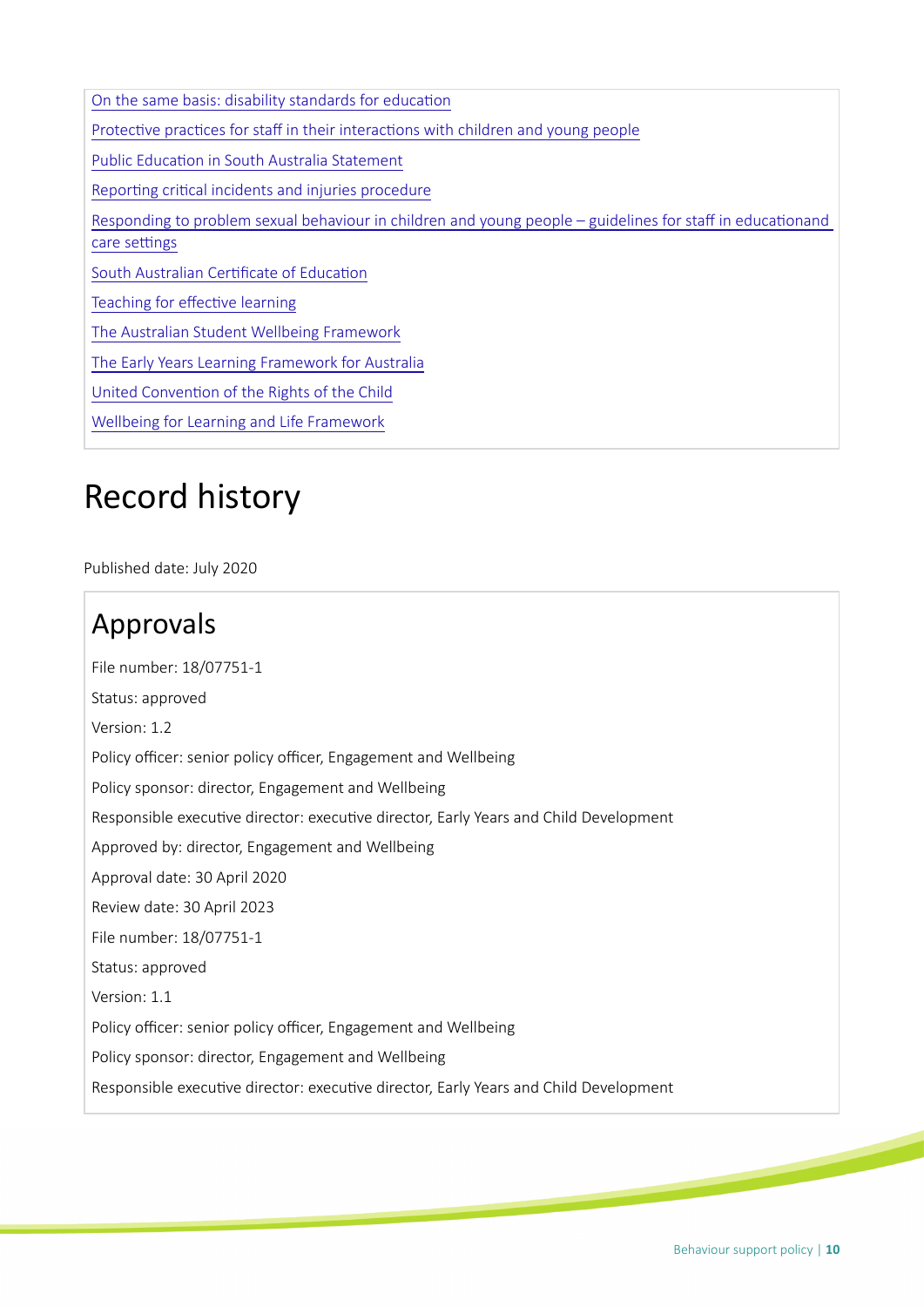On the same basis: disability standards for education

Protective practices for staff in their interactions with children and young people

Public Education in South Australia Statement

Reporting critical incidents and injuries procedure

Responding to problem sexual behaviour in children and young people – guidelines for staff in educationand care settings

South Australian Certificate of Education

Teaching for effective learning

The Australian Student Wellbeing Framework

The Early Years Learning Framework for Australia

United Convention of the Rights of the Child

Wellbeing for Learning and Life Framework

# Record history

Published date: July 2020

## Approvals

File number: 18/07751-1

Status: approved

Version: 1.2

Policy officer: senior policy officer, Engagement and Wellbeing

Policy sponsor: director, Engagement and Wellbeing

Responsible executive director: executive director, Early Years and Child Development

Approved by: director, Engagement and Wellbeing

Approval date: 30 April 2020

Review date: 30 April 2023

File number: 18/07751-1

Status: approved

Version: 1.1

Policy officer: senior policy officer, Engagement and Wellbeing

Policy sponsor: director, Engagement and Wellbeing

Responsible executive director: executive director, Early Years and Child Development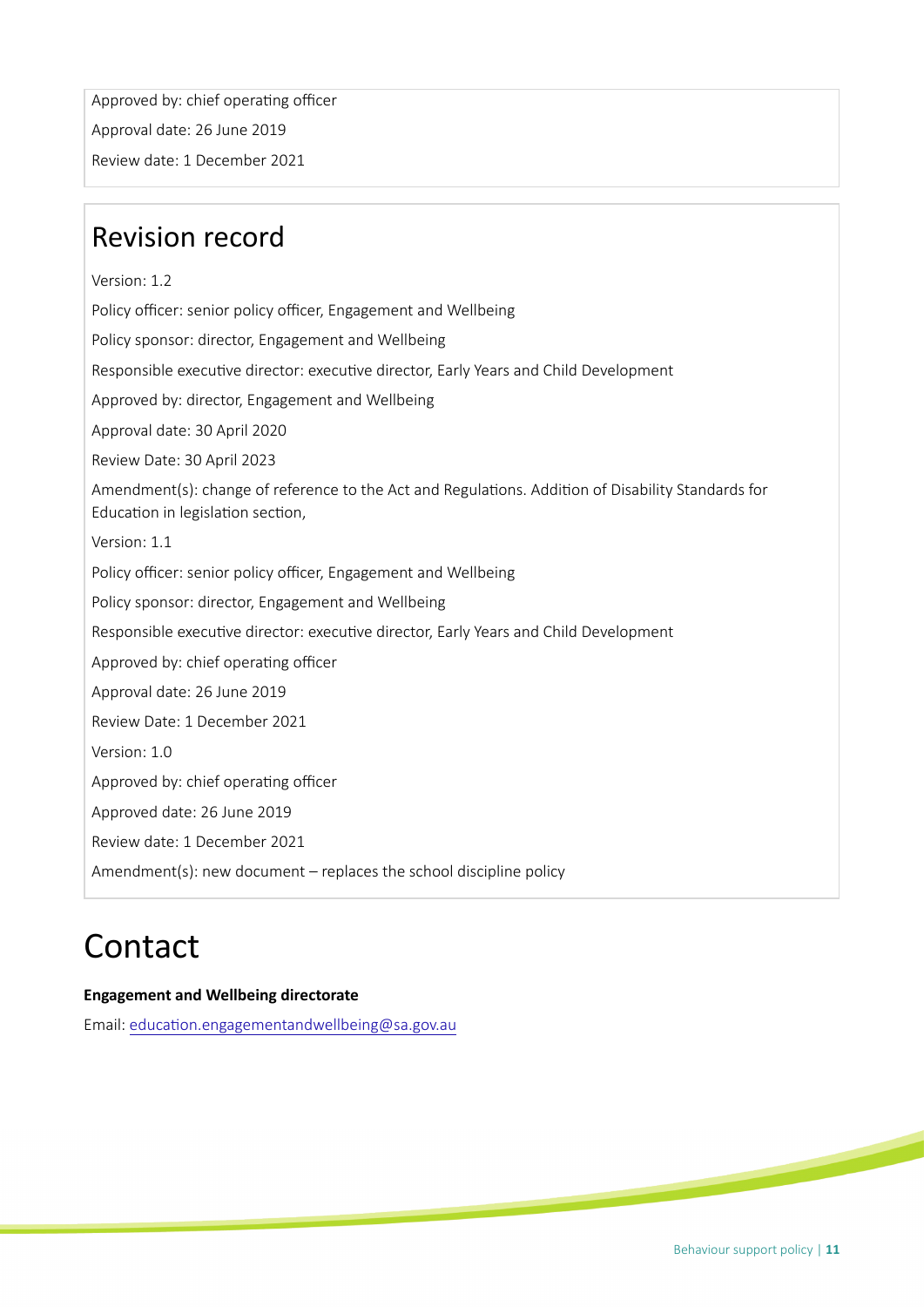Approved by: chief operating officer

Approval date: 26 June 2019

Review date: 1 December 2021

## Revision record

Version: 1.2

Policy officer: senior policy officer, Engagement and Wellbeing

Policy sponsor: director, Engagement and Wellbeing

Responsible executive director: executive director, Early Years and Child Development

Approved by: director, Engagement and Wellbeing

Approval date: 30 April 2020

Review Date: 30 April 2023

Amendment(s): change of reference to the Act and Regulations. Addition of Disability Standards for Education in legislation section,

Version: 1.1

Policy officer: senior policy officer, Engagement and Wellbeing

Policy sponsor: director, Engagement and Wellbeing

Responsible executive director: executive director, Early Years and Child Development

Approved by: chief operating officer

Approval date: 26 June 2019

Review Date: 1 December 2021

Version: 1.0

Approved by: chief operating officer

Approved date: 26 June 2019

Review date: 1 December 2021

Amendment(s): new document – replaces the school discipline policy

# Contact

**Engagement and Wellbeing directorate**

Email: education.engagementandwellbeing@sa.gov.au